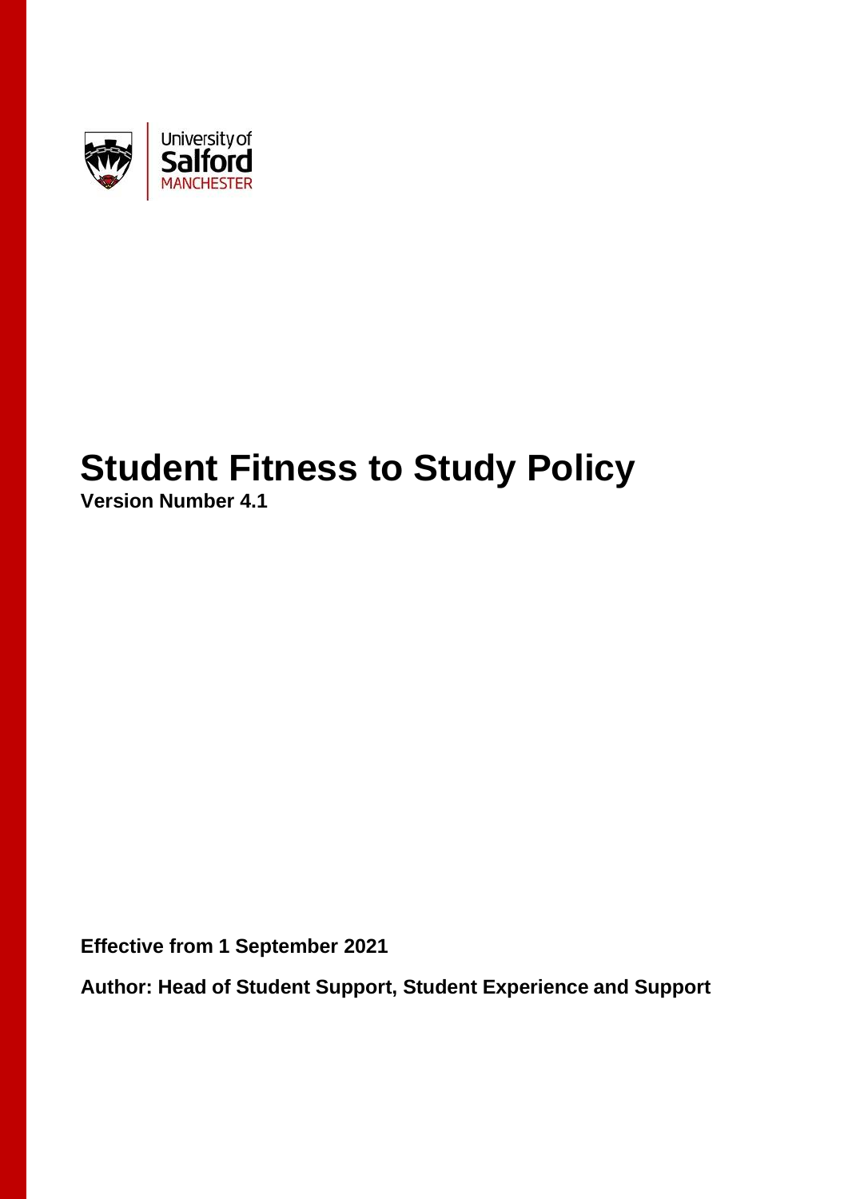University of Salford MANCHESTER

# Student Fitness to Study Policy

**Version Number 4.1**

**Effective from 1 September 2021**

**Author: Head of Student Support, Student Experience and Support**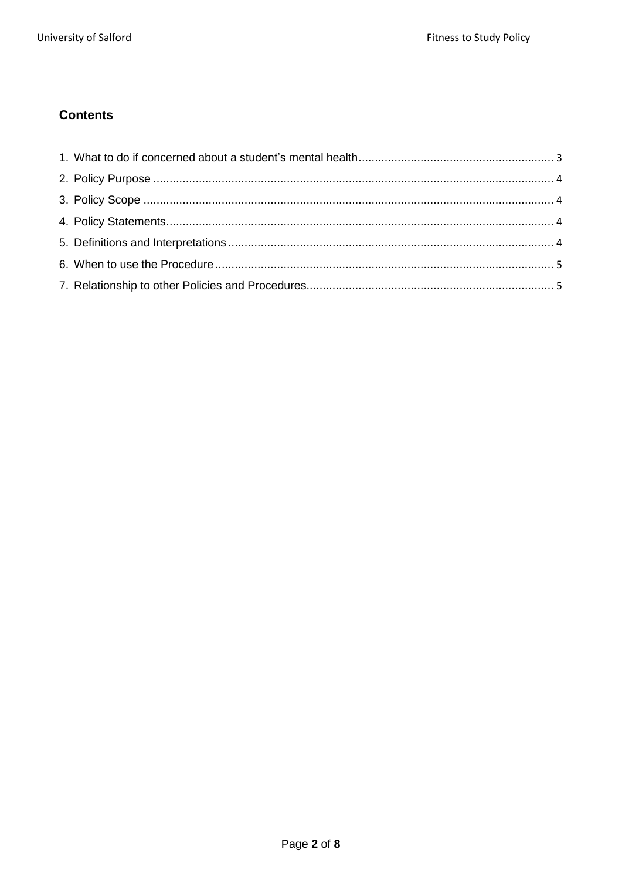## Contents

1. What to do if concerned about a student's mental health ........................................................... 3
2. Policy Purpose ........................................................................................................................... 4
3. Policy Scope ............................................................................................................................... 4
4. Policy Statements ....................................................................................................................... 4
5. Definitions and Interpretations ................................................................................................... 4
6. When to use the Procedure ........................................................................................................ 5
7. Relationship to other Policies and Procedures ........................................................................... 5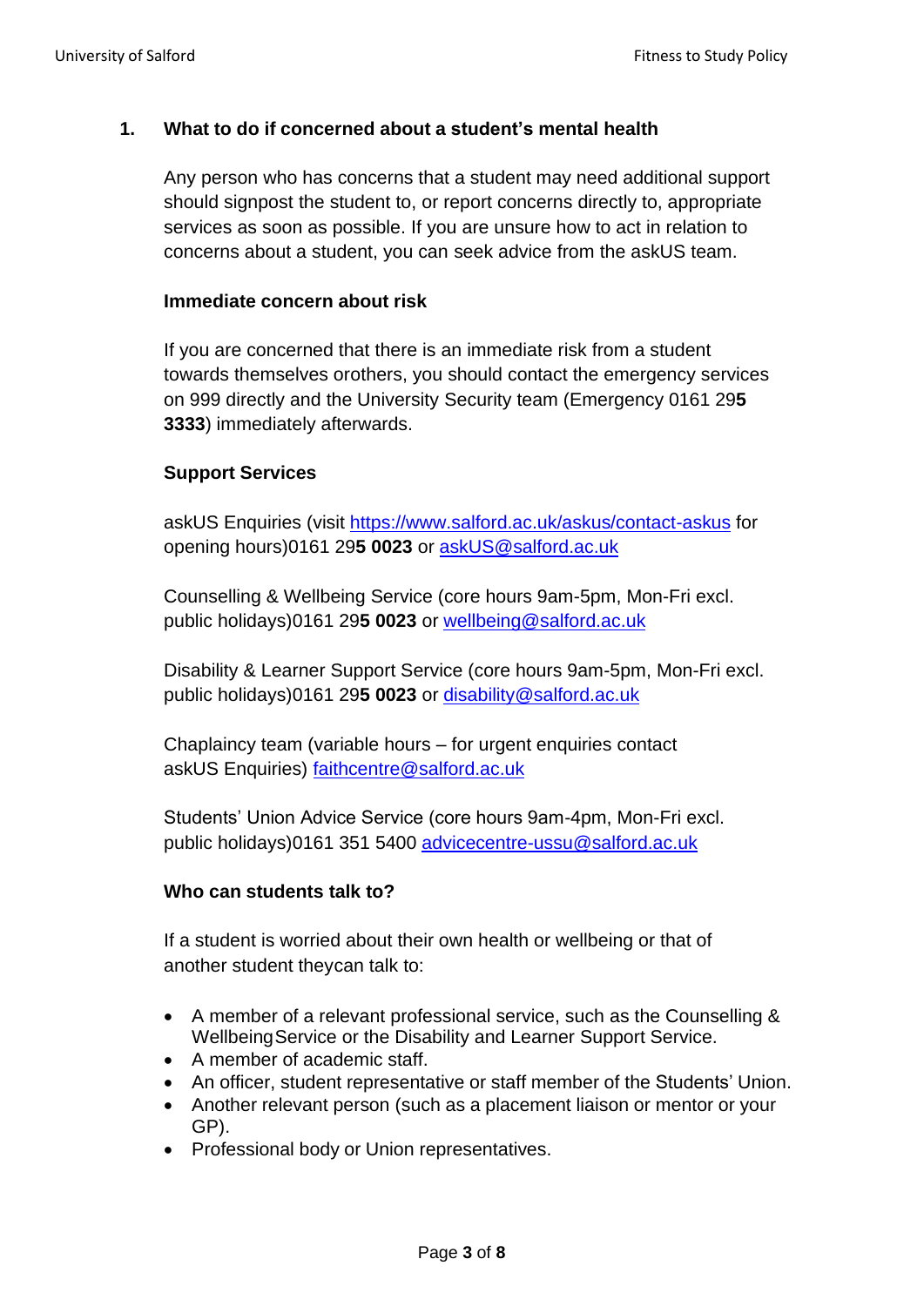## 1. What to do if concerned about a student's mental health

Any person who has concerns that a student may need additional support should signpost the student to, or report concerns directly to, appropriate services as soon as possible. If you are unsure how to act in relation to concerns about a student, you can seek advice from the askUS team.

### Immediate concern about risk

If you are concerned that there is an immediate risk from a student towards themselves orothers, you should contact the emergency services on 999 directly and the University Security team (Emergency 0161 29**5 3333**) immediately afterwards.

### Support Services

askUS Enquiries (visit https://www.salford.ac.uk/askus/contact-askus for opening hours)0161 29**5 0023** or askUS@salford.ac.uk

Counselling & Wellbeing Service (core hours 9am-5pm, Mon-Fri excl. public holidays)0161 29**5 0023** or wellbeing@salford.ac.uk

Disability & Learner Support Service (core hours 9am-5pm, Mon-Fri excl. public holidays)0161 29**5 0023** or disability@salford.ac.uk

Chaplaincy team (variable hours – for urgent enquiries contact askUS Enquiries) faithcentre@salford.ac.uk

Students' Union Advice Service (core hours 9am-4pm, Mon-Fri excl. public holidays)0161 351 5400 advicecentre-ussu@salford.ac.uk

### Who can students talk to?

If a student is worried about their own health or wellbeing or that of another student theycan talk to:

- A member of a relevant professional service, such as the Counselling & WellbeingService or the Disability and Learner Support Service.
- A member of academic staff.
- An officer, student representative or staff member of the Students' Union.
- Another relevant person (such as a placement liaison or mentor or your GP).
- Professional body or Union representatives.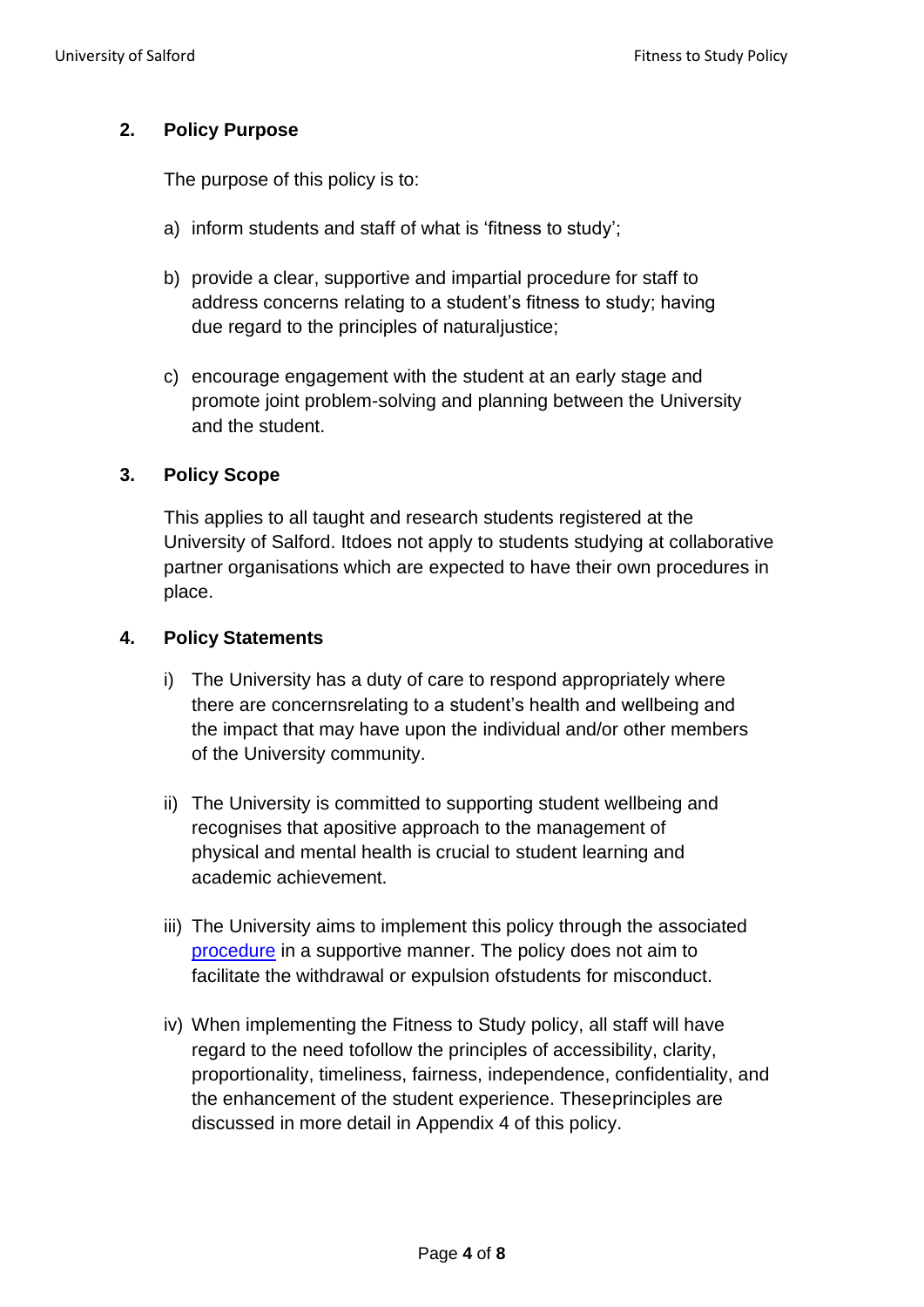## 2. Policy Purpose

The purpose of this policy is to:

a) inform students and staff of what is 'fitness to study';

b) provide a clear, supportive and impartial procedure for staff to address concerns relating to a student's fitness to study; having due regard to the principles of naturaljustice;

c) encourage engagement with the student at an early stage and promote joint problem-solving and planning between the University and the student.

## 3. Policy Scope

This applies to all taught and research students registered at the University of Salford. Itdoes not apply to students studying at collaborative partner organisations which are expected to have their own procedures in place.

## 4. Policy Statements

i) The University has a duty of care to respond appropriately where there are concernsrelating to a student's health and wellbeing and the impact that may have upon the individual and/or other members of the University community.

ii) The University is committed to supporting student wellbeing and recognises that apositive approach to the management of physical and mental health is crucial to student learning and academic achievement.

iii) The University aims to implement this policy through the associated [procedure](procedure) in a supportive manner. The policy does not aim to facilitate the withdrawal or expulsion ofstudents for misconduct.

iv) When implementing the Fitness to Study policy, all staff will have regard to the need tofollow the principles of accessibility, clarity, proportionality, timeliness, fairness, independence, confidentiality, and the enhancement of the student experience. Theseprinciples are discussed in more detail in Appendix 4 of this policy.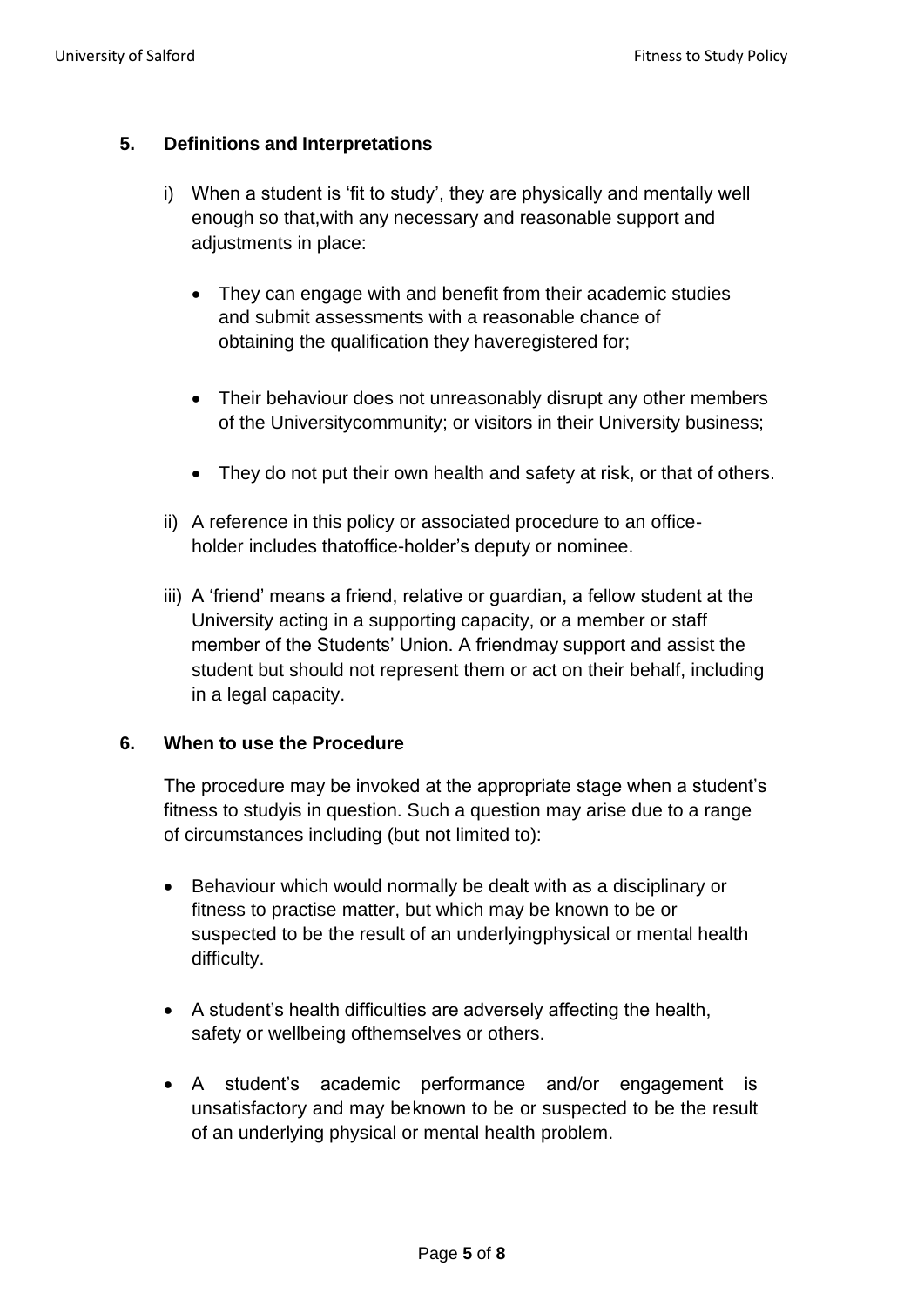## 5. Definitions and Interpretations

i) When a student is 'fit to study', they are physically and mentally well enough so that,with any necessary and reasonable support and adjustments in place:

- They can engage with and benefit from their academic studies and submit assessments with a reasonable chance of obtaining the qualification they haveregistered for;
- Their behaviour does not unreasonably disrupt any other members of the Universitycommunity; or visitors in their University business;
- They do not put their own health and safety at risk, or that of others.

ii) A reference in this policy or associated procedure to an office-holder includes thatoffice-holder's deputy or nominee.

iii) A 'friend' means a friend, relative or guardian, a fellow student at the University acting in a supporting capacity, or a member or staff member of the Students' Union. A friendmay support and assist the student but should not represent them or act on their behalf, including in a legal capacity.

## 6. When to use the Procedure

The procedure may be invoked at the appropriate stage when a student's fitness to studyis in question. Such a question may arise due to a range of circumstances including (but not limited to):

- Behaviour which would normally be dealt with as a disciplinary or fitness to practise matter, but which may be known to be or suspected to be the result of an underlyingphysical or mental health difficulty.
- A student's health difficulties are adversely affecting the health, safety or wellbeing ofthemselves or others.
- A student's academic performance and/or engagement is unsatisfactory and may beknown to be or suspected to be the result of an underlying physical or mental health problem.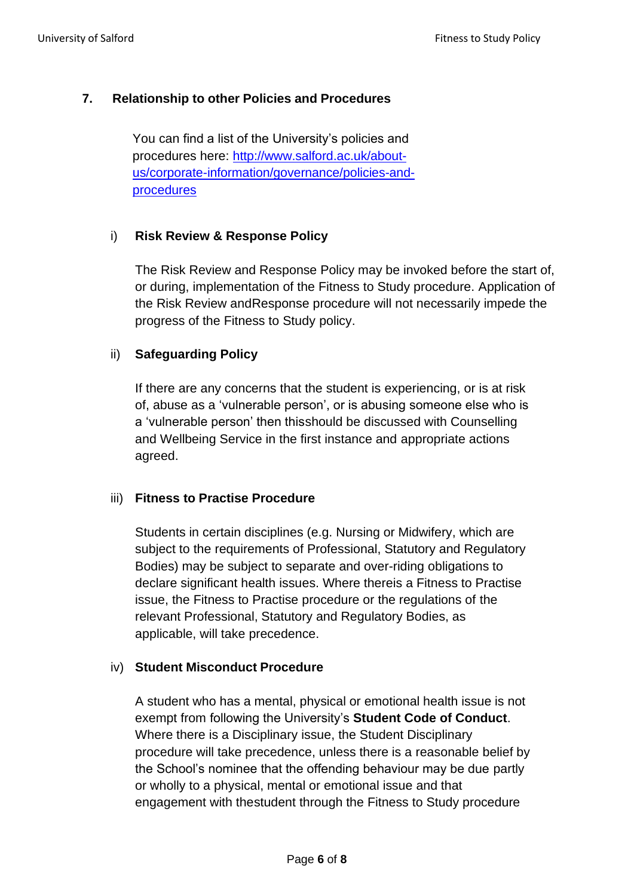## 7. Relationship to other Policies and Procedures

You can find a list of the University's policies and procedures here: [http://www.salford.ac.uk/about-us/corporate-information/governance/policies-and-procedures](http://www.salford.ac.uk/about-us/corporate-information/governance/policies-and-procedures)

### i) Risk Review & Response Policy

The Risk Review and Response Policy may be invoked before the start of, or during, implementation of the Fitness to Study procedure. Application of the Risk Review andResponse procedure will not necessarily impede the progress of the Fitness to Study policy.

### ii) Safeguarding Policy

If there are any concerns that the student is experiencing, or is at risk of, abuse as a 'vulnerable person', or is abusing someone else who is a 'vulnerable person' then thisshould be discussed with Counselling and Wellbeing Service in the first instance and appropriate actions agreed.

### iii) Fitness to Practise Procedure

Students in certain disciplines (e.g. Nursing or Midwifery, which are subject to the requirements of Professional, Statutory and Regulatory Bodies) may be subject to separate and over-riding obligations to declare significant health issues. Where thereis a Fitness to Practise issue, the Fitness to Practise procedure or the regulations of the relevant Professional, Statutory and Regulatory Bodies, as applicable, will take precedence.

### iv) Student Misconduct Procedure

A student who has a mental, physical or emotional health issue is not exempt from following the University's **Student Code of Conduct**. Where there is a Disciplinary issue, the Student Disciplinary procedure will take precedence, unless there is a reasonable belief by the School's nominee that the offending behaviour may be due partly or wholly to a physical, mental or emotional issue and that engagement with thestudent through the Fitness to Study procedure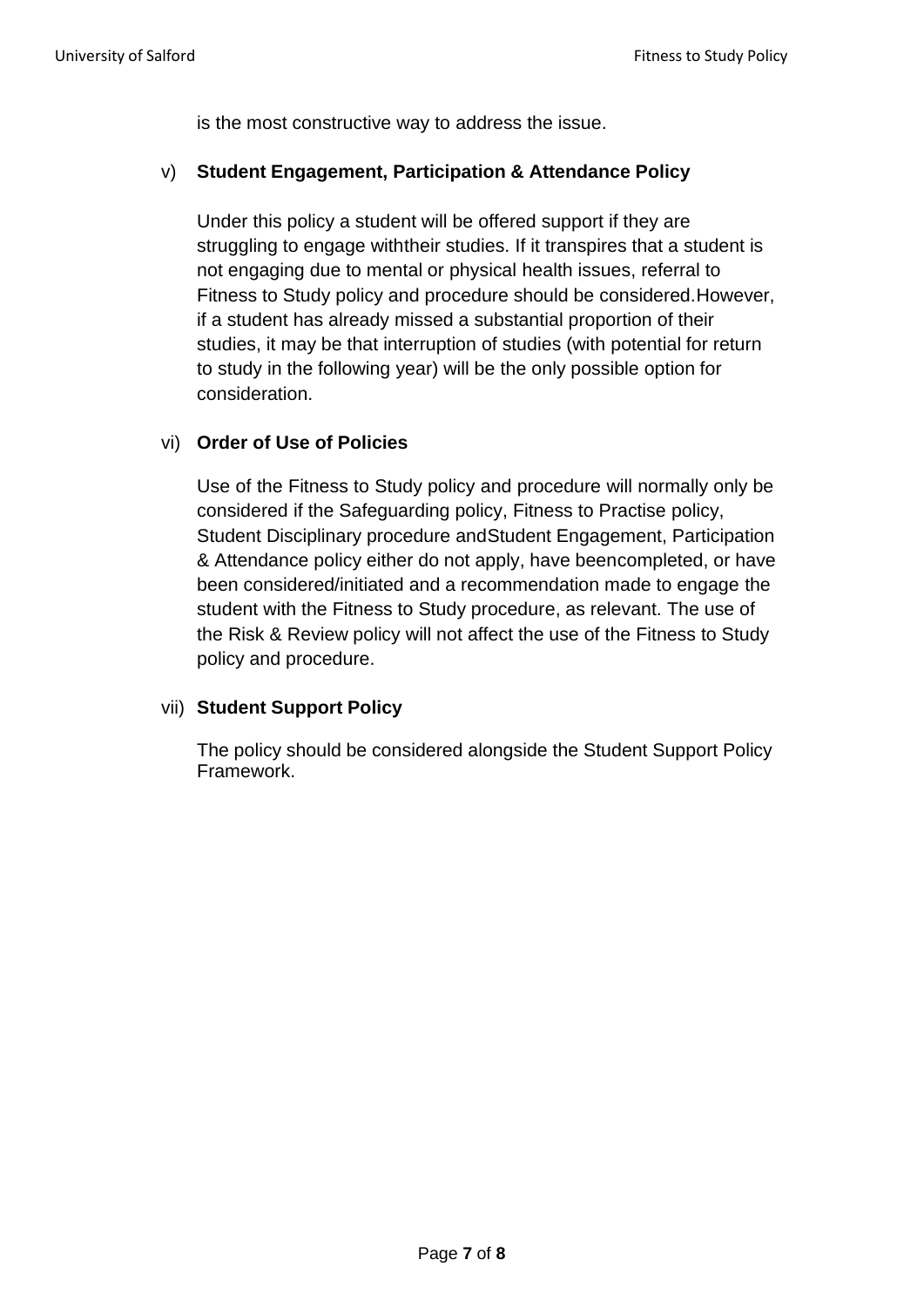is the most constructive way to address the issue.

v) **Student Engagement, Participation & Attendance Policy**

Under this policy a student will be offered support if they are struggling to engage withtheir studies. If it transpires that a student is not engaging due to mental or physical health issues, referral to Fitness to Study policy and procedure should be considered.However, if a student has already missed a substantial proportion of their studies, it may be that interruption of studies (with potential for return to study in the following year) will be the only possible option for consideration.

vi) **Order of Use of Policies**

Use of the Fitness to Study policy and procedure will normally only be considered if the Safeguarding policy, Fitness to Practise policy, Student Disciplinary procedure andStudent Engagement, Participation & Attendance policy either do not apply, have beencompleted, or have been considered/initiated and a recommendation made to engage the student with the Fitness to Study procedure, as relevant. The use of the Risk & Review policy will not affect the use of the Fitness to Study policy and procedure.

vii) **Student Support Policy**

The policy should be considered alongside the Student Support Policy Framework.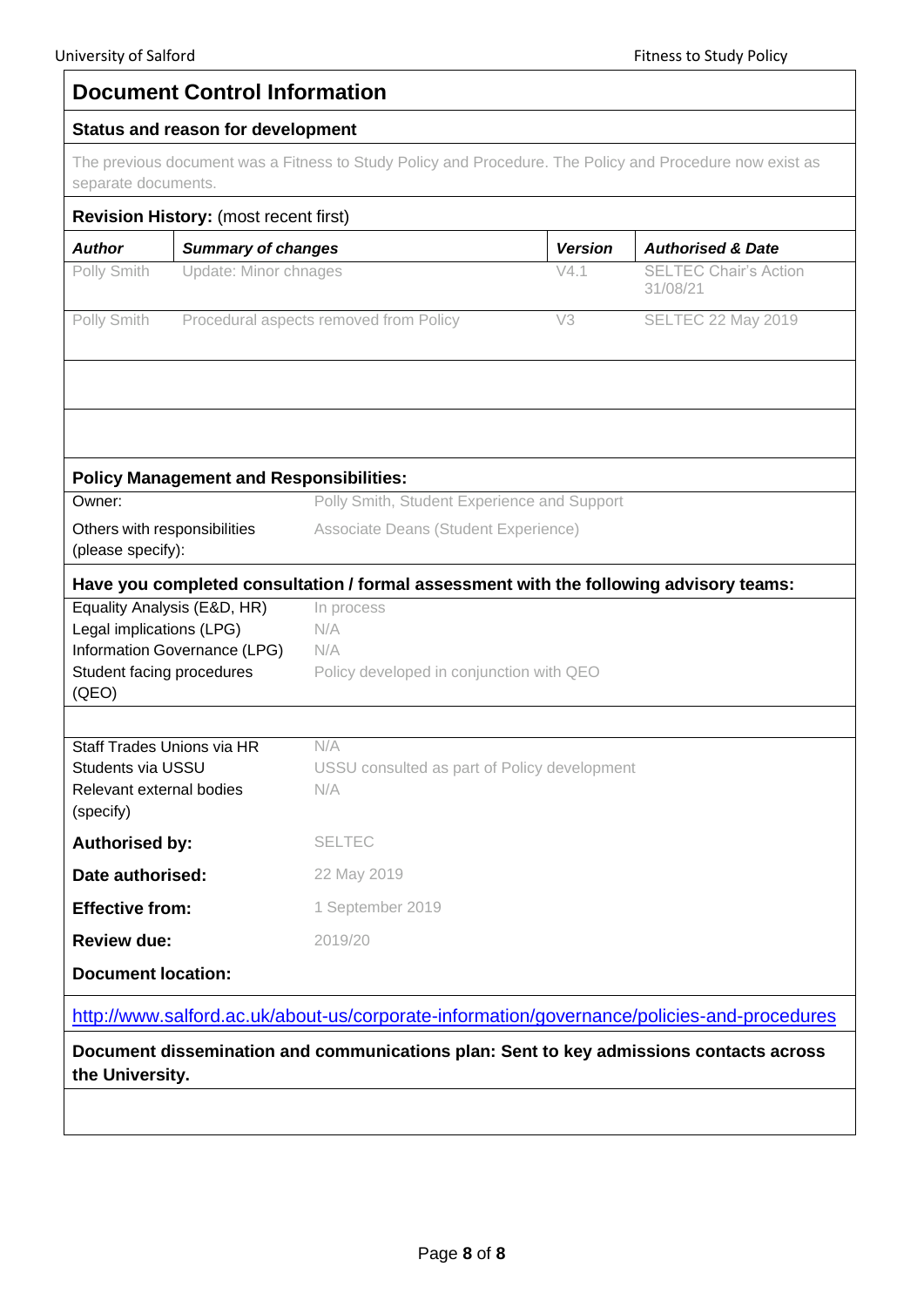## Document Control Information

### Status and reason for development

The previous document was a Fitness to Study Policy and Procedure. The Policy and Procedure now exist as separate documents.

### Revision History: (most recent first)

| ***Author*** | ***Summary of changes*** | ***Version*** | ***Authorised & Date*** |
|---|---|---|---|
| Polly Smith | Update: Minor chnages | V4.1 | SELTEC Chair's Action 31/08/21 |
| Polly Smith | Procedural aspects removed from Policy | V3 | SELTEC 22 May 2019 |
| | | | |
| | | | |

### Policy Management and Responsibilities:

| | |
|---|---|
| Owner: | Polly Smith, Student Experience and Support |
| Others with responsibilities (please specify): | Associate Deans (Student Experience) |

### Have you completed consultation / formal assessment with the following advisory teams:

| | |
|---|---|
| Equality Analysis (E&D, HR) | In process |
| Legal implications (LPG) | N/A |
| Information Governance (LPG) | N/A |
| Student facing procedures (QEO) | Policy developed in conjunction with QEO |
| | |
| Staff Trades Unions via HR | N/A |
| Students via USSU | USSU consulted as part of Policy development |
| Relevant external bodies (specify) | N/A |
| **Authorised by:** | SELTEC |
| **Date authorised:** | 22 May 2019 |
| **Effective from:** | 1 September 2019 |
| **Review due:** | 2019/20 |
| **Document location:** | |

http://www.salford.ac.uk/about-us/corporate-information/governance/policies-and-procedures

**Document dissemination and communications plan: Sent to key admissions contacts across the University.**